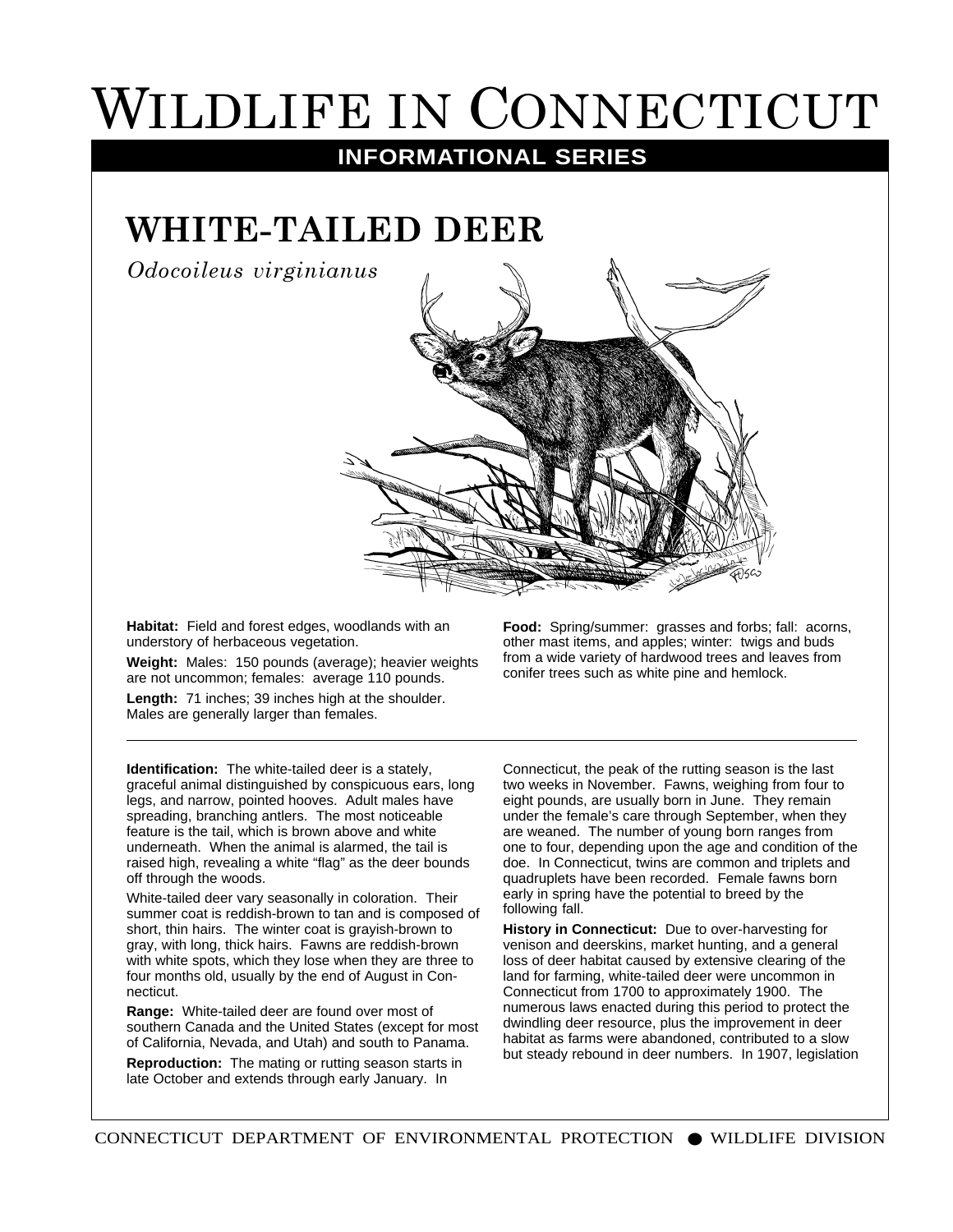# Wildlife in Connecticut

## INFORMATIONAL SERIES

## WHITE-TAILED DEER

*Odocoileus virginianus*

**Habitat:** Field and forest edges, woodlands with an understory of herbaceous vegetation.

**Weight:** Males: 150 pounds (average); heavier weights are not uncommon; females: average 110 pounds.

**Length:** 71 inches; 39 inches high at the shoulder. Males are generally larger than females.

**Food:** Spring/summer: grasses and forbs; fall: acorns, other mast items, and apples; winter: twigs and buds from a wide variety of hardwood trees and leaves from conifer trees such as white pine and hemlock.

---

**Identification:** The white-tailed deer is a stately, graceful animal distinguished by conspicuous ears, long legs, and narrow, pointed hooves. Adult males have spreading, branching antlers. The most noticeable feature is the tail, which is brown above and white underneath. When the animal is alarmed, the tail is raised high, revealing a white "flag" as the deer bounds off through the woods.

White-tailed deer vary seasonally in coloration. Their summer coat is reddish-brown to tan and is composed of short, thin hairs. The winter coat is grayish-brown to gray, with long, thick hairs. Fawns are reddish-brown with white spots, which they lose when they are three to four months old, usually by the end of August in Connecticut.

**Range:** White-tailed deer are found over most of southern Canada and the United States (except for most of California, Nevada, and Utah) and south to Panama.

**Reproduction:** The mating or rutting season starts in late October and extends through early January. In Connecticut, the peak of the rutting season is the last two weeks in November. Fawns, weighing from four to eight pounds, are usually born in June. They remain under the female's care through September, when they are weaned. The number of young born ranges from one to four, depending upon the age and condition of the doe. In Connecticut, twins are common and triplets and quadruplets have been recorded. Female fawns born early in spring have the potential to breed by the following fall.

**History in Connecticut:** Due to over-harvesting for venison and deerskins, market hunting, and a general loss of deer habitat caused by extensive clearing of the land for farming, white-tailed deer were uncommon in Connecticut from 1700 to approximately 1900. The numerous laws enacted during this period to protect the dwindling deer resource, plus the improvement in deer habitat as farms were abandoned, contributed to a slow but steady rebound in deer numbers. In 1907, legislation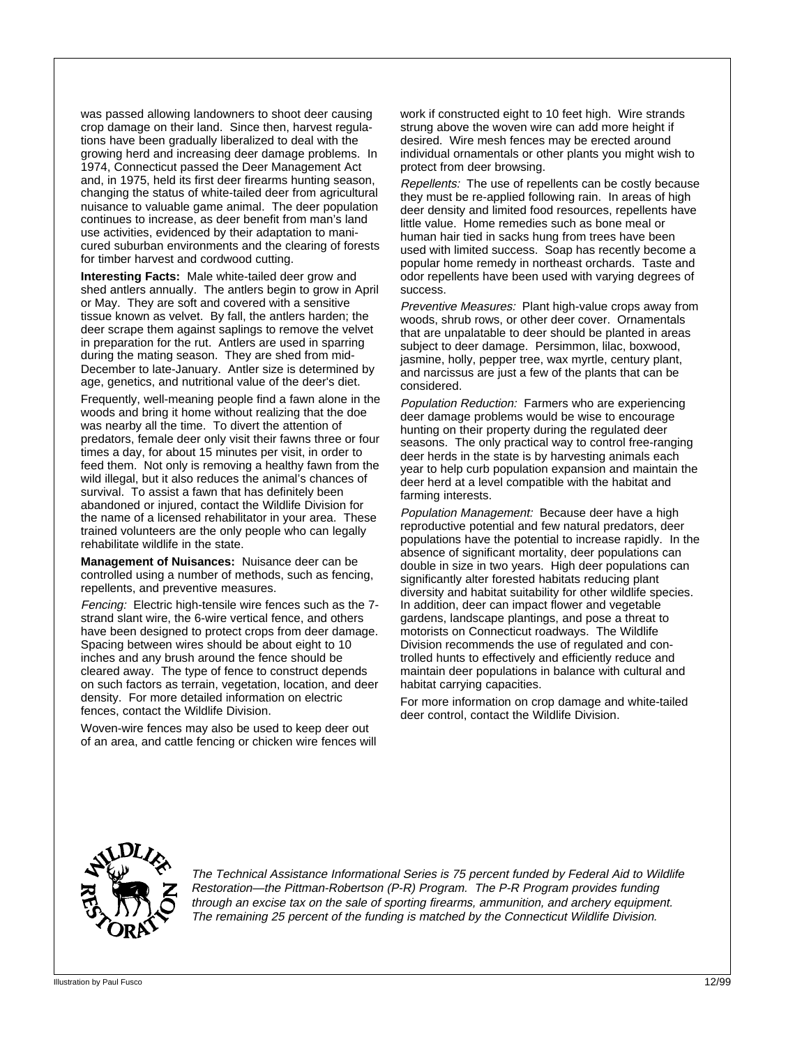was passed allowing landowners to shoot deer causing crop damage on their land. Since then, harvest regulations have been gradually liberalized to deal with the growing herd and increasing deer damage problems. In 1974, Connecticut passed the Deer Management Act and, in 1975, held its first deer firearms hunting season, changing the status of white-tailed deer from agricultural nuisance to valuable game animal. The deer population continues to increase, as deer benefit from man's land use activities, evidenced by their adaptation to manicured suburban environments and the clearing of forests for timber harvest and cordwood cutting.

**Interesting Facts:** Male white-tailed deer grow and shed antlers annually. The antlers begin to grow in April or May. They are soft and covered with a sensitive tissue known as velvet. By fall, the antlers harden; the deer scrape them against saplings to remove the velvet in preparation for the rut. Antlers are used in sparring during the mating season. They are shed from mid-December to late-January. Antler size is determined by age, genetics, and nutritional value of the deer's diet.

Frequently, well-meaning people find a fawn alone in the woods and bring it home without realizing that the doe was nearby all the time. To divert the attention of predators, female deer only visit their fawns three or four times a day, for about 15 minutes per visit, in order to feed them. Not only is removing a healthy fawn from the wild illegal, but it also reduces the animal's chances of survival. To assist a fawn that has definitely been abandoned or injured, contact the Wildlife Division for the name of a licensed rehabilitator in your area. These trained volunteers are the only people who can legally rehabilitate wildlife in the state.

**Management of Nuisances:** Nuisance deer can be controlled using a number of methods, such as fencing, repellents, and preventive measures.

*Fencing:* Electric high-tensile wire fences such as the 7-strand slant wire, the 6-wire vertical fence, and others have been designed to protect crops from deer damage. Spacing between wires should be about eight to 10 inches and any brush around the fence should be cleared away. The type of fence to construct depends on such factors as terrain, vegetation, location, and deer density. For more detailed information on electric fences, contact the Wildlife Division.

Woven-wire fences may also be used to keep deer out of an area, and cattle fencing or chicken wire fences will work if constructed eight to 10 feet high. Wire strands strung above the woven wire can add more height if desired. Wire mesh fences may be erected around individual ornamentals or other plants you might wish to protect from deer browsing.

*Repellents:* The use of repellents can be costly because they must be re-applied following rain. In areas of high deer density and limited food resources, repellents have little value. Home remedies such as bone meal or human hair tied in sacks hung from trees have been used with limited success. Soap has recently become a popular home remedy in northeast orchards. Taste and odor repellents have been used with varying degrees of success.

*Preventive Measures:* Plant high-value crops away from woods, shrub rows, or other deer cover. Ornamentals that are unpalatable to deer should be planted in areas subject to deer damage. Persimmon, lilac, boxwood, jasmine, holly, pepper tree, wax myrtle, century plant, and narcissus are just a few of the plants that can be considered.

*Population Reduction:* Farmers who are experiencing deer damage problems would be wise to encourage hunting on their property during the regulated deer seasons. The only practical way to control free-ranging deer herds in the state is by harvesting animals each year to help curb population expansion and maintain the deer herd at a level compatible with the habitat and farming interests.

*Population Management:* Because deer have a high reproductive potential and few natural predators, deer populations have the potential to increase rapidly. In the absence of significant mortality, deer populations can double in size in two years. High deer populations can significantly alter forested habitats reducing plant diversity and habitat suitability for other wildlife species. In addition, deer can impact flower and vegetable gardens, landscape plantings, and pose a threat to motorists on Connecticut roadways. The Wildlife Division recommends the use of regulated and controlled hunts to effectively and efficiently reduce and maintain deer populations in balance with cultural and habitat carrying capacities.

For more information on crop damage and white-tailed deer control, contact the Wildlife Division.

WILDLIFE RESTORATION

*The Technical Assistance Informational Series is 75 percent funded by Federal Aid to Wildlife Restoration—the Pittman-Robertson (P-R) Program. The P-R Program provides funding through an excise tax on the sale of sporting firearms, ammunition, and archery equipment. The remaining 25 percent of the funding is matched by the Connecticut Wildlife Division.*

Illustration by Paul Fusco

12/99